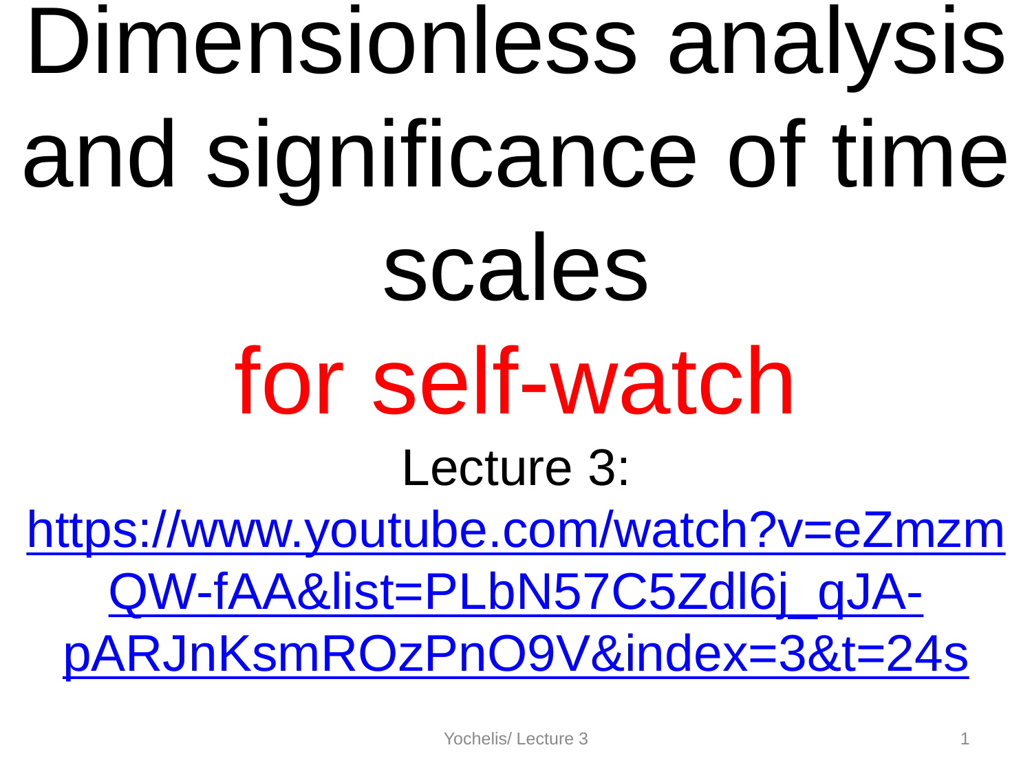# Dimensionless analysis and significance of time scales

## for self-watch

Lecture 3:

https://www.youtube.com/watch?v=eZmzmQW-fAA&list=PLbN57C5Zdl6j_qJA-pARJnKsmROzPnO9V&index=3&t=24s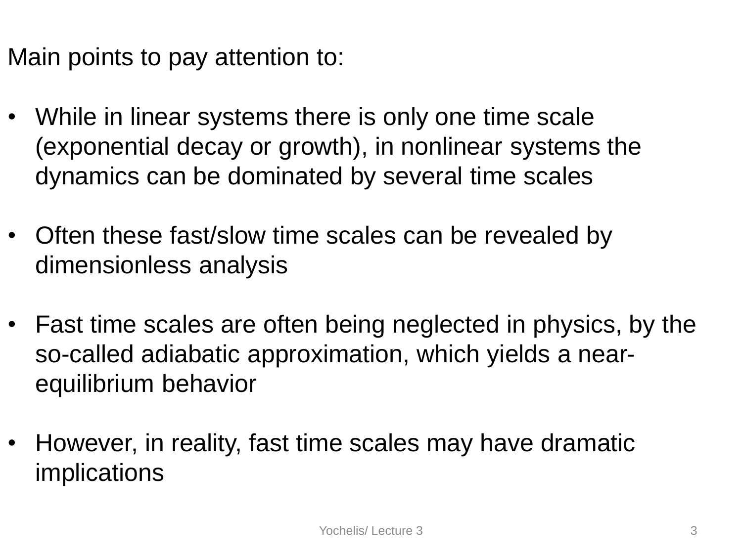Main points to pay attention to:

- While in linear systems there is only one time scale (exponential decay or growth), in nonlinear systems the dynamics can be dominated by several time scales
- Often these fast/slow time scales can be revealed by dimensionless analysis
- Fast time scales are often being neglected in physics, by the so-called adiabatic approximation, which yields a near-equilibrium behavior
- However, in reality, fast time scales may have dramatic implications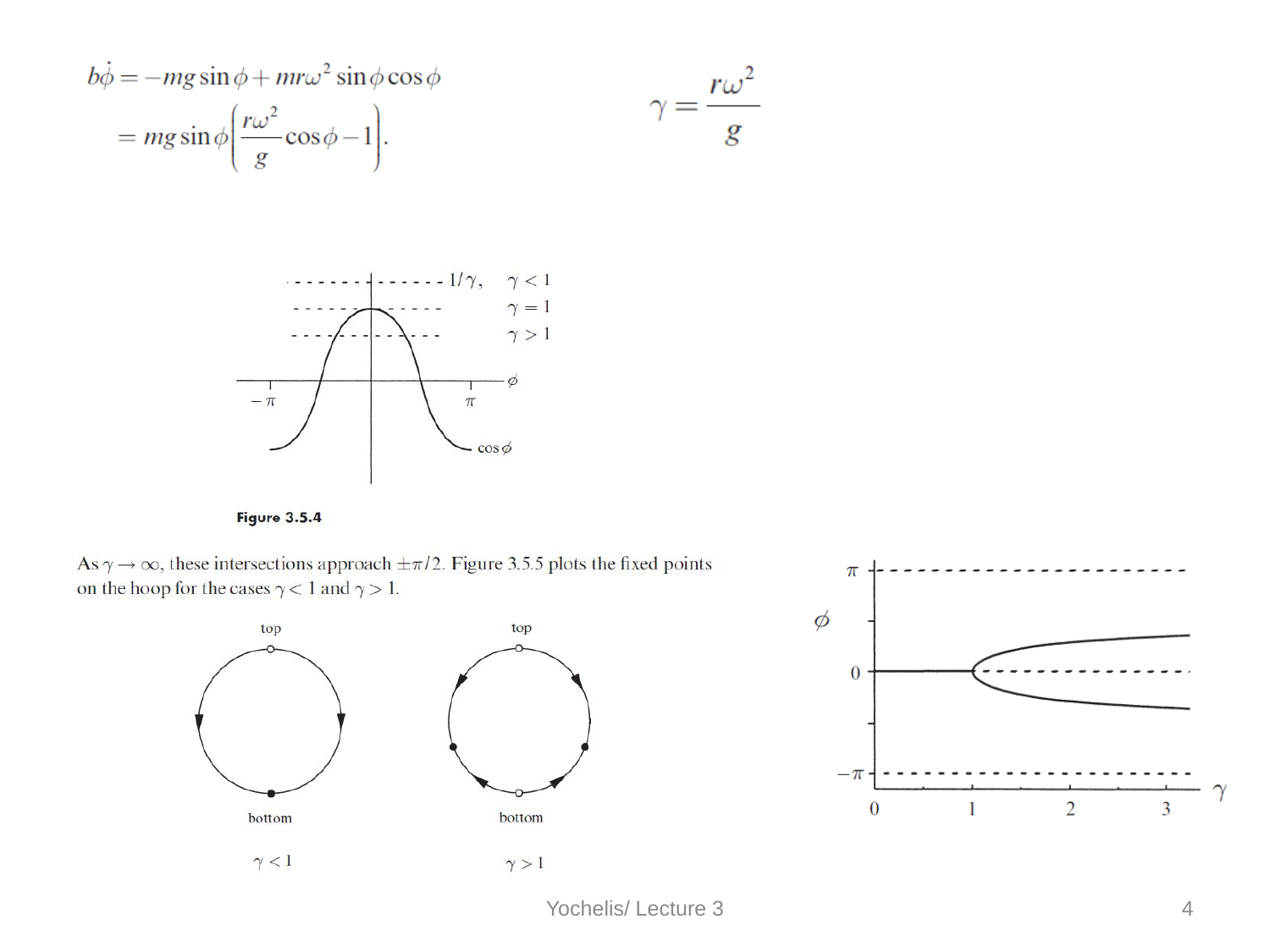$$
\begin{aligned}
b\dot{\phi} &= -mg\sin\phi + mr\omega^2 \sin\phi\cos\phi \\
&= mg\sin\phi\left(\frac{r\omega^2}{g}\cos\phi - 1\right).
\end{aligned}
$$

$$
\gamma = \frac{r\omega^2}{g}
$$

**Figure 3.5.4**

As $\gamma \to \infty$, these intersections approach $\pm\pi/2$. Figure 3.5.5 plots the fixed points on the hoop for the cases $\gamma < 1$ and $\gamma > 1$.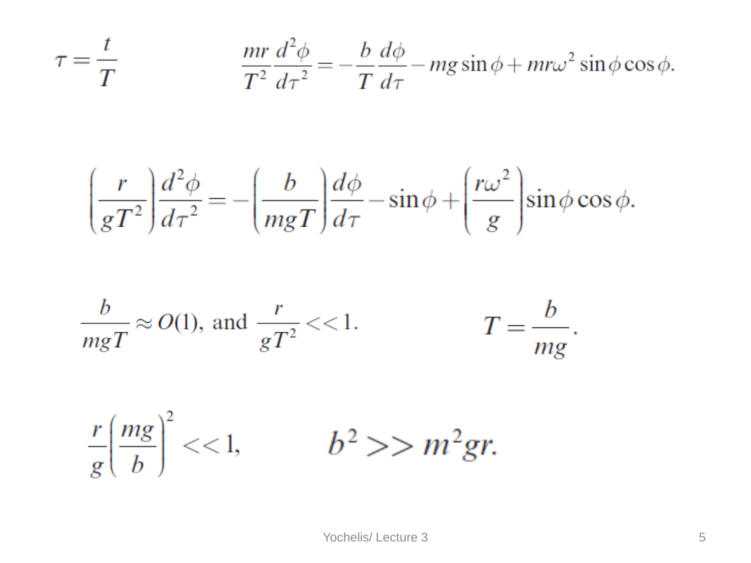$$\tau = \frac{t}{T}$$

$$\frac{mr}{T^2}\frac{d^2\phi}{d\tau^2} = -\frac{b}{T}\frac{d\phi}{d\tau} - mg\sin\phi + mr\omega^2\sin\phi\cos\phi.$$

$$\left(\frac{r}{gT^2}\right)\frac{d^2\phi}{d\tau^2} = -\left(\frac{b}{mgT}\right)\frac{d\phi}{d\tau} - \sin\phi + \left(\frac{r\omega^2}{g}\right)\sin\phi\cos\phi.$$

$$\frac{b}{mgT} \approx O(1), \text{ and } \frac{r}{gT^2} << 1.$$

$$T = \frac{b}{mg}.$$

$$\frac{r}{g}\left(\frac{mg}{b}\right)^2 << 1,$$

$$b^2 >> m^2 gr.$$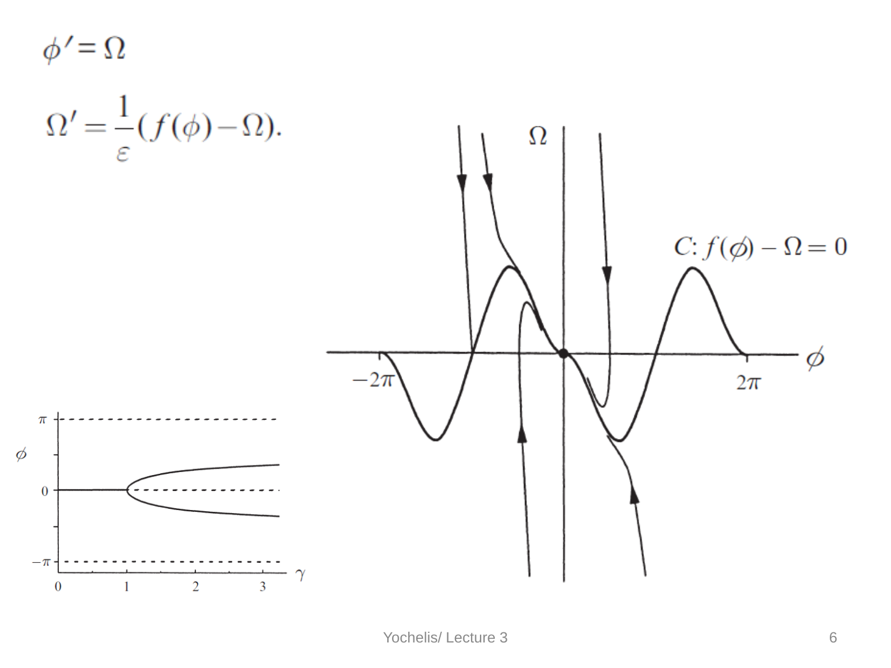$$\phi' = \Omega$$

$$\Omega' = \frac{1}{\varepsilon}(f(\phi) - \Omega).$$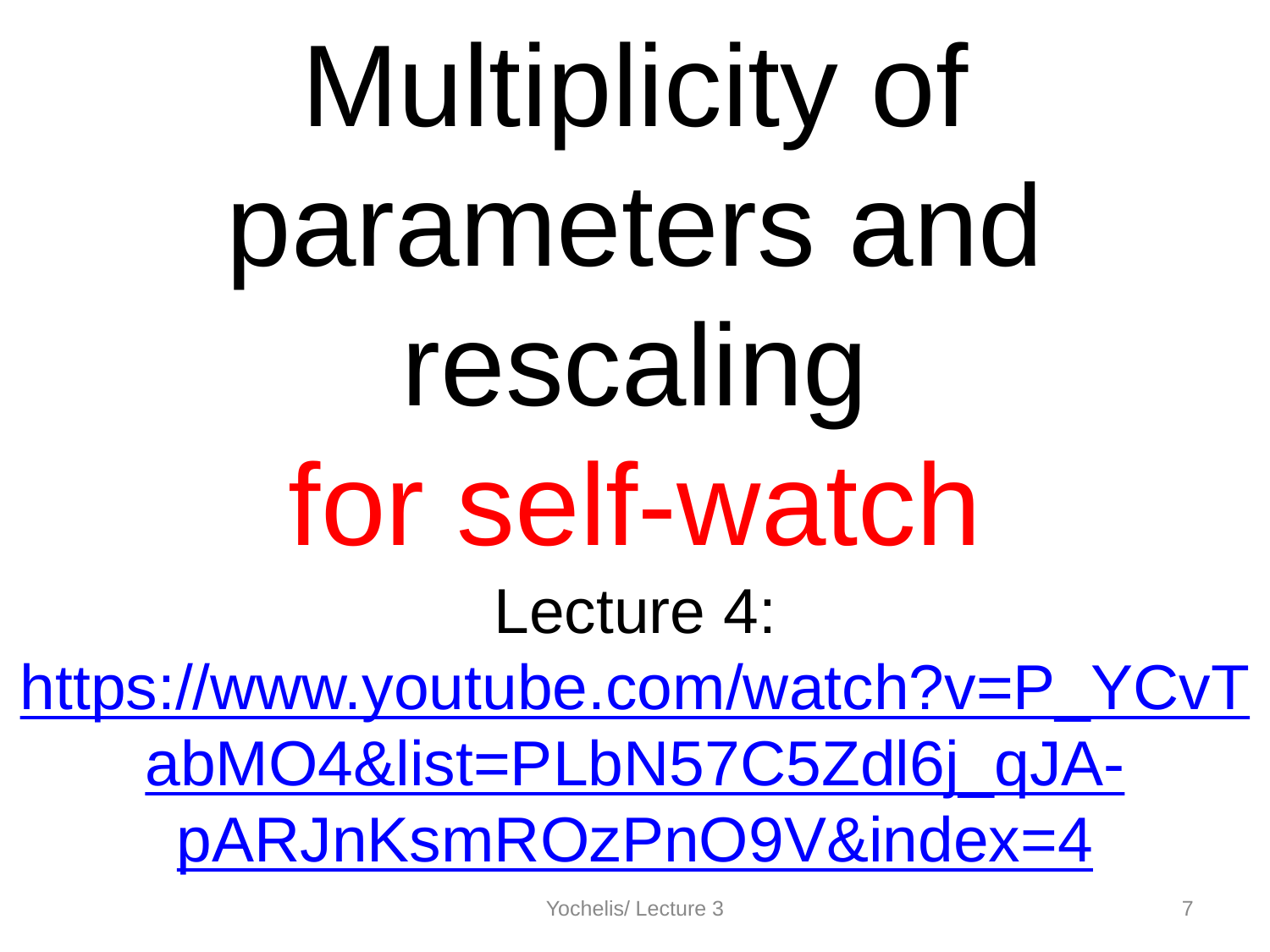# Multiplicity of parameters and rescaling

# for self-watch

Lecture 4:

https://www.youtube.com/watch?v=P_YCvTabMO4&list=PLbN57C5Zdl6j_qJA-pARJnKsmROzPnO9V&index=4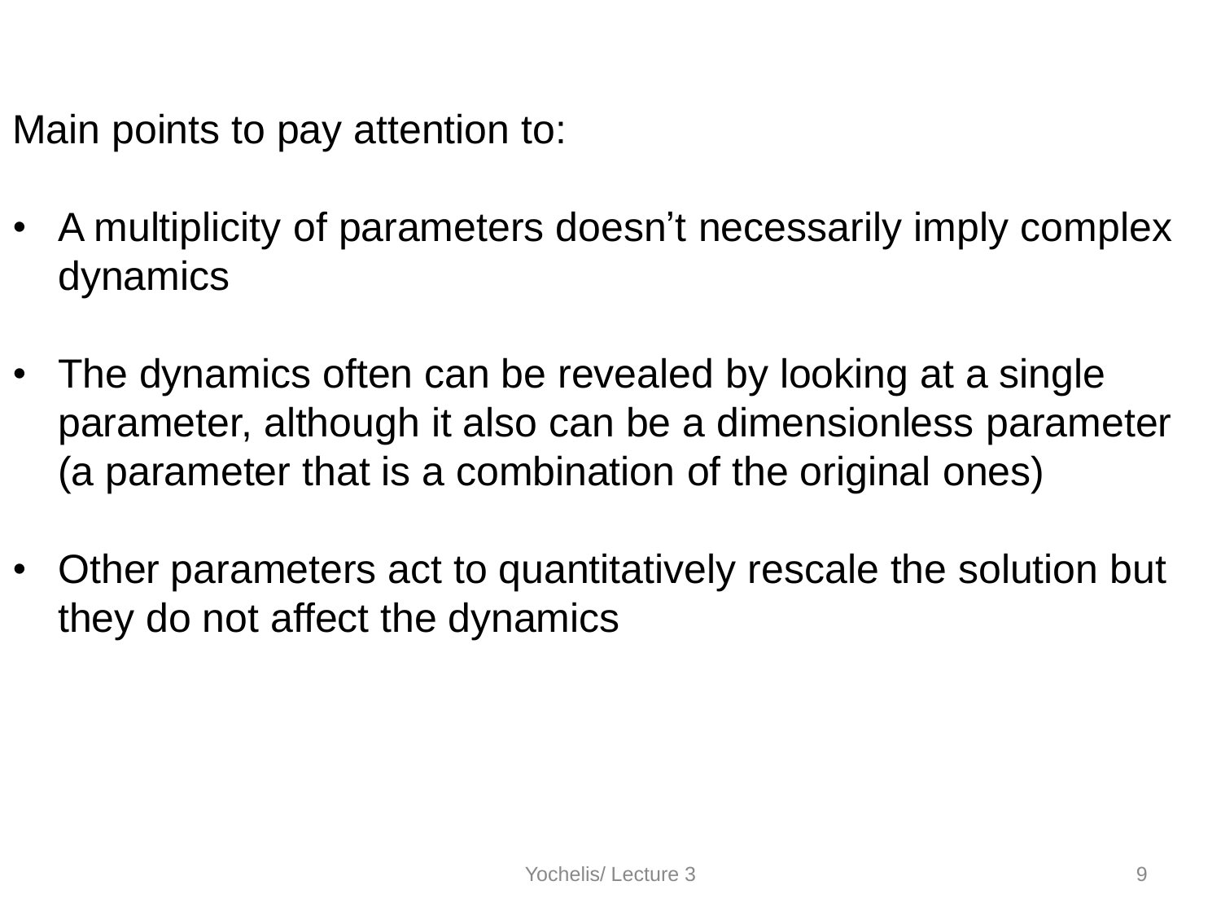Main points to pay attention to:

- A multiplicity of parameters doesn’t necessarily imply complex dynamics
- The dynamics often can be revealed by looking at a single parameter, although it also can be a dimensionless parameter (a parameter that is a combination of the original ones)
- Other parameters act to quantitatively rescale the solution but they do not affect the dynamics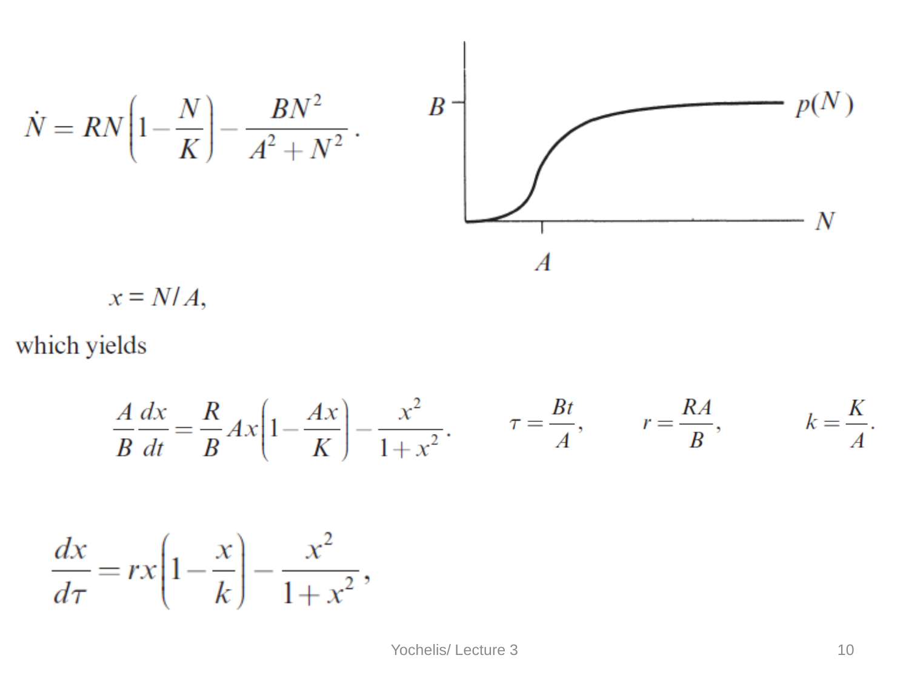$$\dot{N} = RN\left(1 - \frac{N}{K}\right) - \frac{BN^2}{A^2 + N^2}.$$

B — p(N)

A — N

$$x = N/A,$$

which yields

$$\frac{A}{B}\frac{dx}{dt} = \frac{R}{B}Ax\left(1 - \frac{Ax}{K}\right) - \frac{x^2}{1 + x^2}. \qquad \tau = \frac{Bt}{A}, \qquad r = \frac{RA}{B}, \qquad k = \frac{K}{A}.$$

$$\frac{dx}{d\tau} = rx\left(1 - \frac{x}{k}\right) - \frac{x^2}{1 + x^2},$$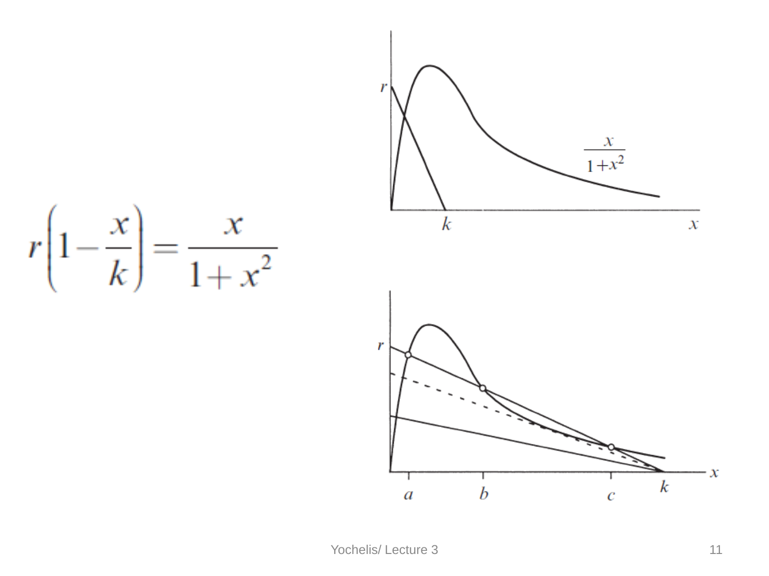$$r\left(1-\frac{x}{k}\right)=\frac{x}{1+x^2}$$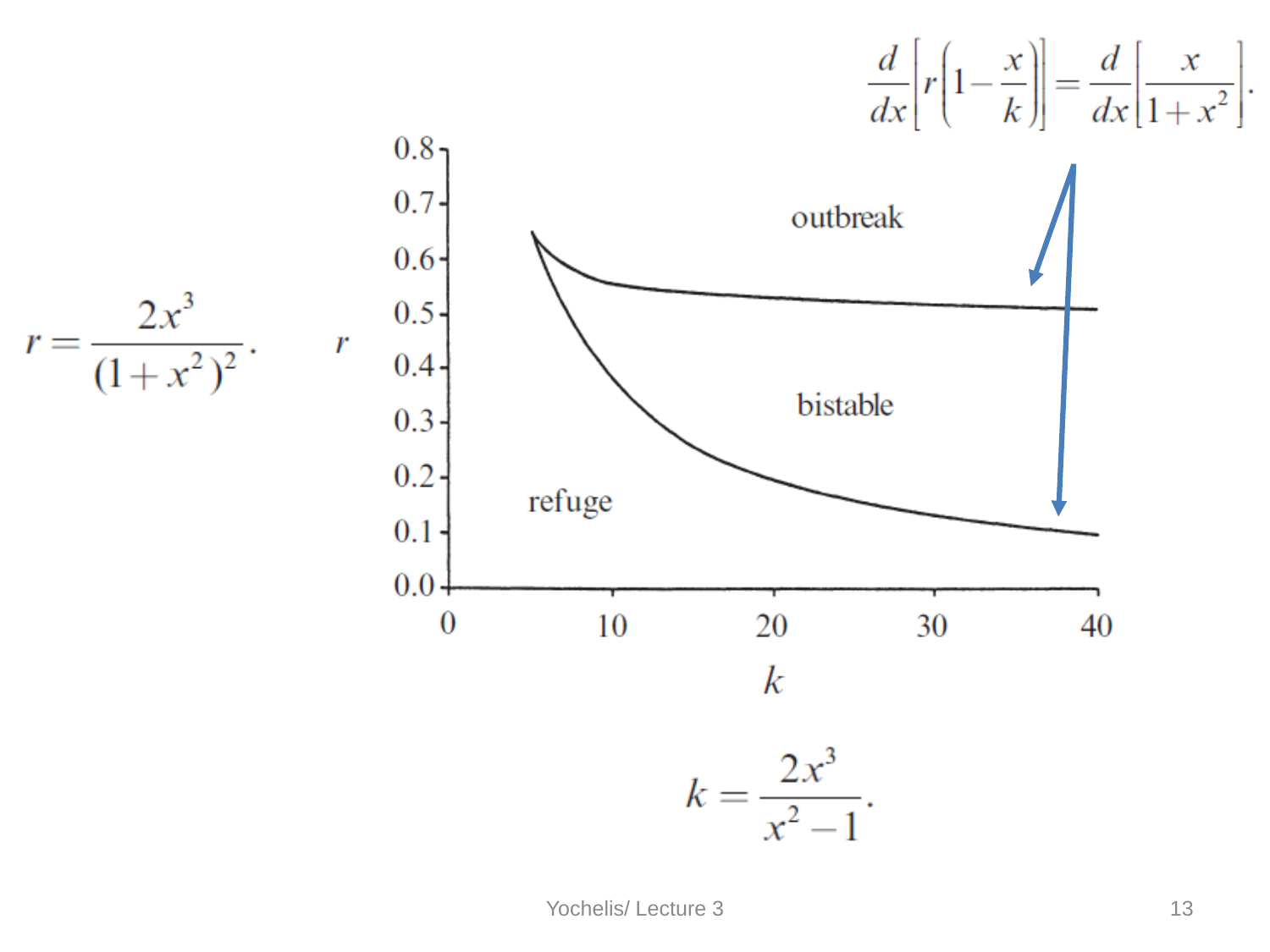$$\frac{d}{dx}\left[r\left(1-\frac{x}{k}\right)\right]=\frac{d}{dx}\left[\frac{x}{1+x^2}\right].$$

$$r=\frac{2x^3}{(1+x^2)^2}.$$

outbreak

bistable

refuge

$r$

$k$

0.8, 0.7, 0.6, 0.5, 0.4, 0.3, 0.2, 0.1, 0.0

0, 10, 20, 30, 40

$$k=\frac{2x^3}{x^2-1}.$$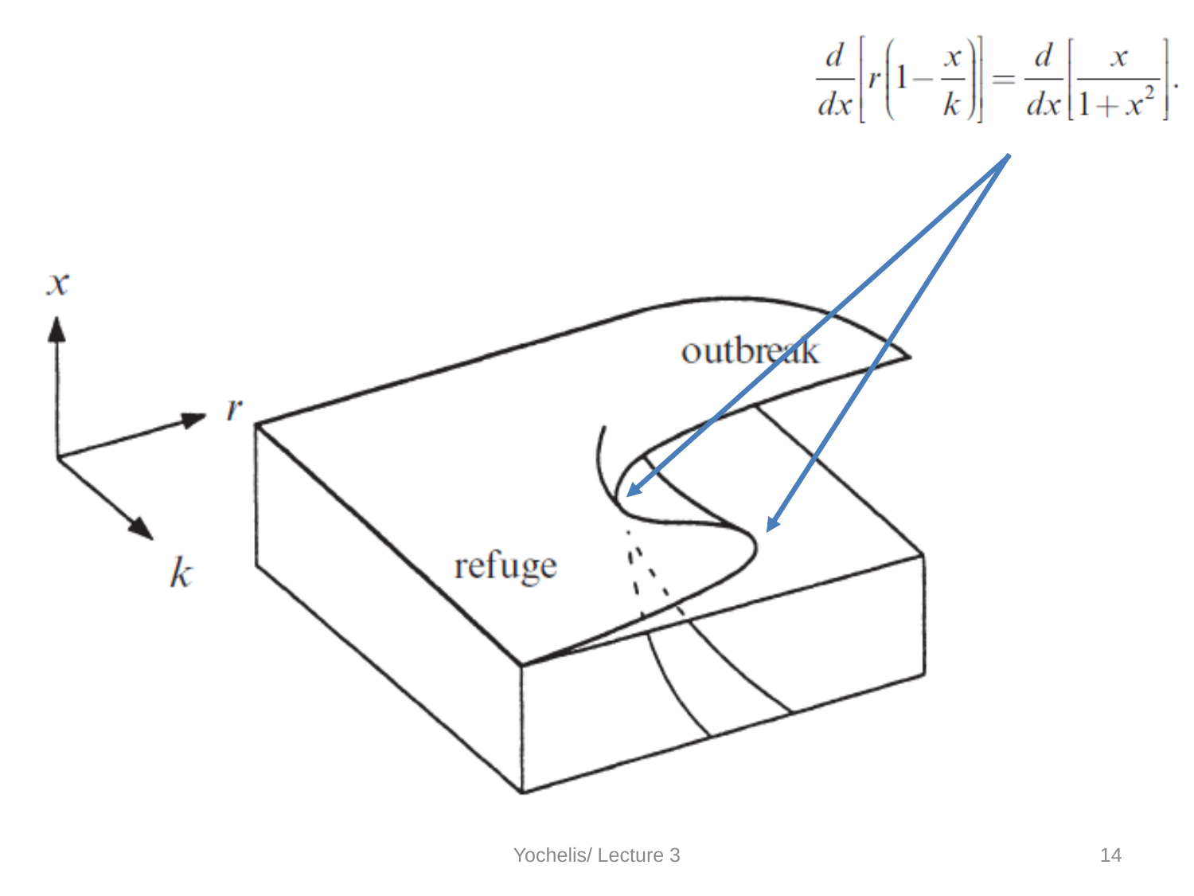$$\frac{d}{dx}\left[r\left(1-\frac{x}{k}\right)\right]=\frac{d}{dx}\left[\frac{x}{1+x^2}\right].$$

x

r

k

outbreak

refuge